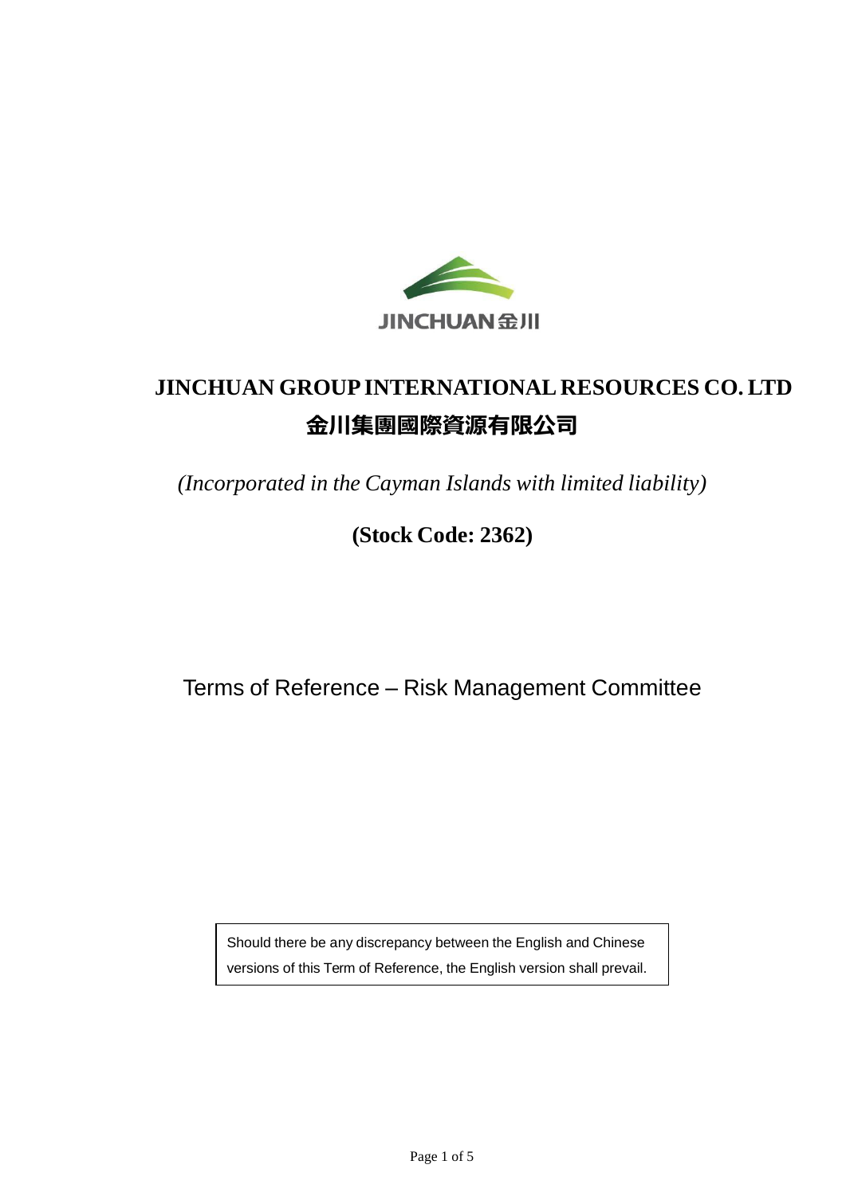# JINCHUAN GROUP INTERNATIONAL RESOURCES CO. LTD

# 金川集團國際資源有限公司

*(Incorporated in the Cayman Islands with limited liability)*

**(Stock Code: 2362)**

## Terms of Reference – Risk Management Committee

Should there be any discrepancy between the English and Chinese versions of this Term of Reference, the English version shall prevail.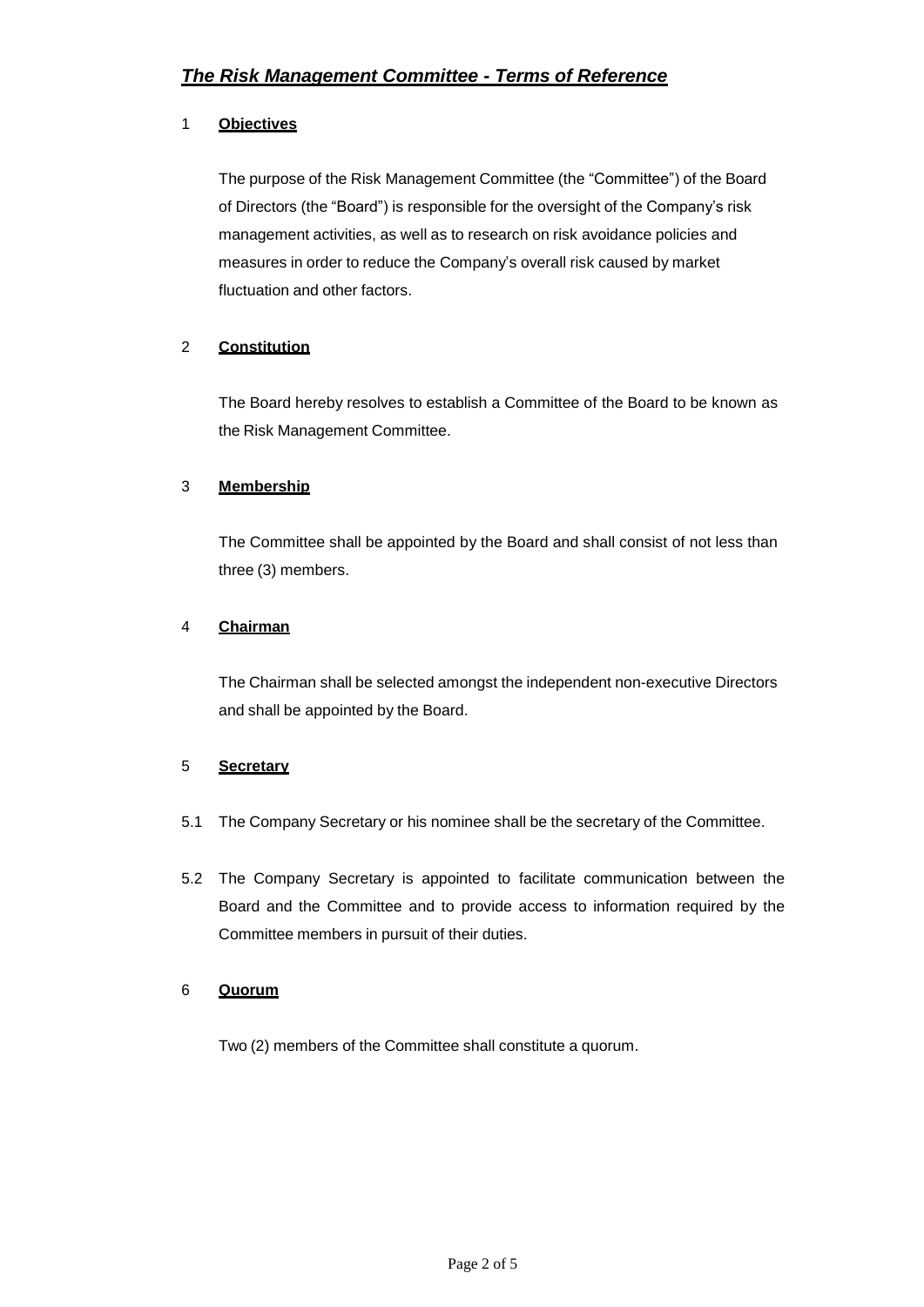## ***The Risk Management Committee - Terms of Reference***

### 1 **Objectives**

The purpose of the Risk Management Committee (the "Committee") of the Board of Directors (the "Board") is responsible for the oversight of the Company's risk management activities, as well as to research on risk avoidance policies and measures in order to reduce the Company's overall risk caused by market fluctuation and other factors.

### 2 **Constitution**

The Board hereby resolves to establish a Committee of the Board to be known as the Risk Management Committee.

### 3 **Membership**

The Committee shall be appointed by the Board and shall consist of not less than three (3) members.

### 4 **Chairman**

The Chairman shall be selected amongst the independent non-executive Directors and shall be appointed by the Board.

### 5 **Secretary**

5.1 The Company Secretary or his nominee shall be the secretary of the Committee.

5.2 The Company Secretary is appointed to facilitate communication between the Board and the Committee and to provide access to information required by the Committee members in pursuit of their duties.

### 6 **Quorum**

Two (2) members of the Committee shall constitute a quorum.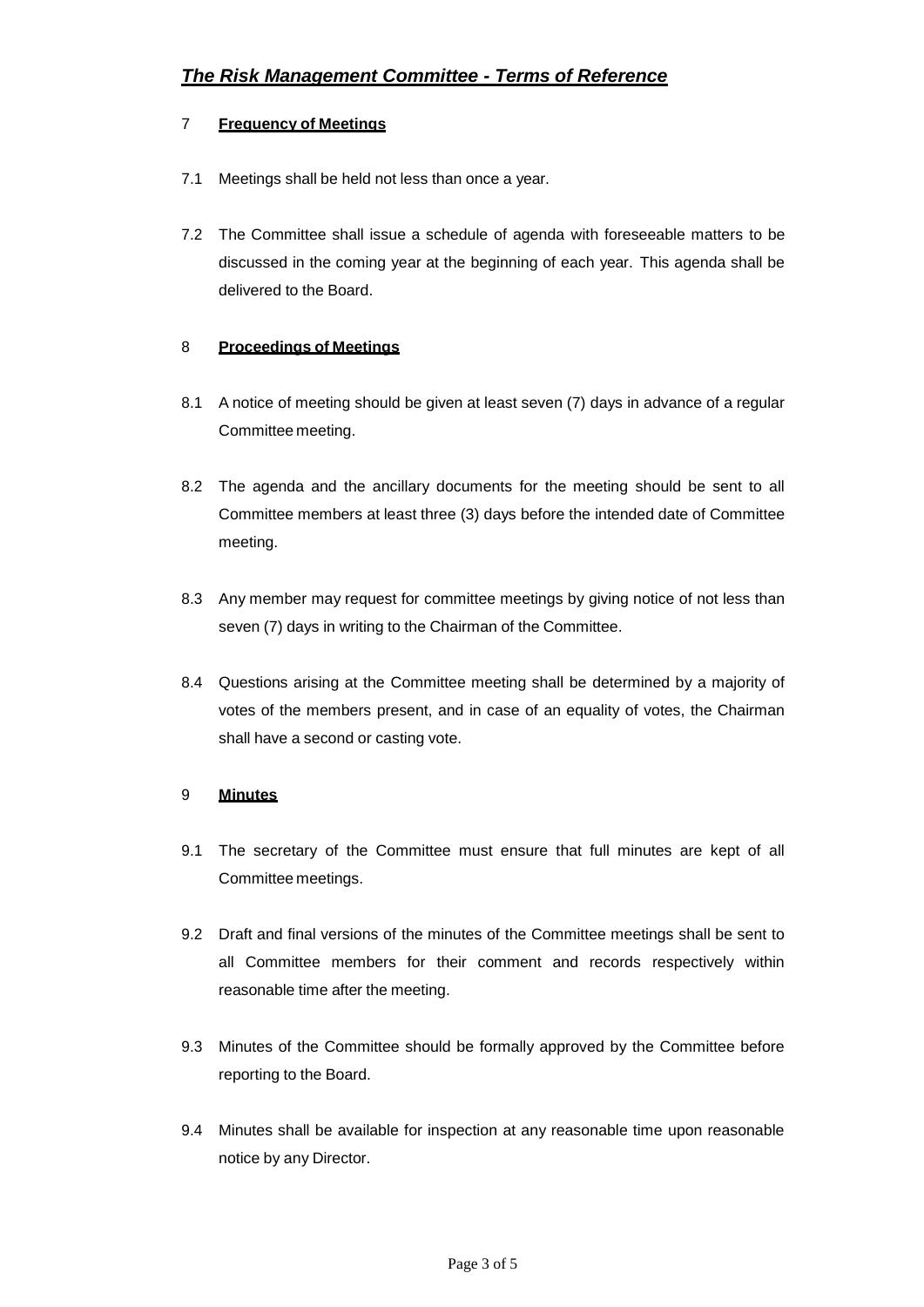## ***The Risk Management Committee - Terms of Reference***

7 **Frequency of Meetings**

7.1 Meetings shall be held not less than once a year.

7.2 The Committee shall issue a schedule of agenda with foreseeable matters to be discussed in the coming year at the beginning of each year. This agenda shall be delivered to the Board.

8 **Proceedings of Meetings**

8.1 A notice of meeting should be given at least seven (7) days in advance of a regular Committee meeting.

8.2 The agenda and the ancillary documents for the meeting should be sent to all Committee members at least three (3) days before the intended date of Committee meeting.

8.3 Any member may request for committee meetings by giving notice of not less than seven (7) days in writing to the Chairman of the Committee.

8.4 Questions arising at the Committee meeting shall be determined by a majority of votes of the members present, and in case of an equality of votes, the Chairman shall have a second or casting vote.

9 **Minutes**

9.1 The secretary of the Committee must ensure that full minutes are kept of all Committee meetings.

9.2 Draft and final versions of the minutes of the Committee meetings shall be sent to all Committee members for their comment and records respectively within reasonable time after the meeting.

9.3 Minutes of the Committee should be formally approved by the Committee before reporting to the Board.

9.4 Minutes shall be available for inspection at any reasonable time upon reasonable notice by any Director.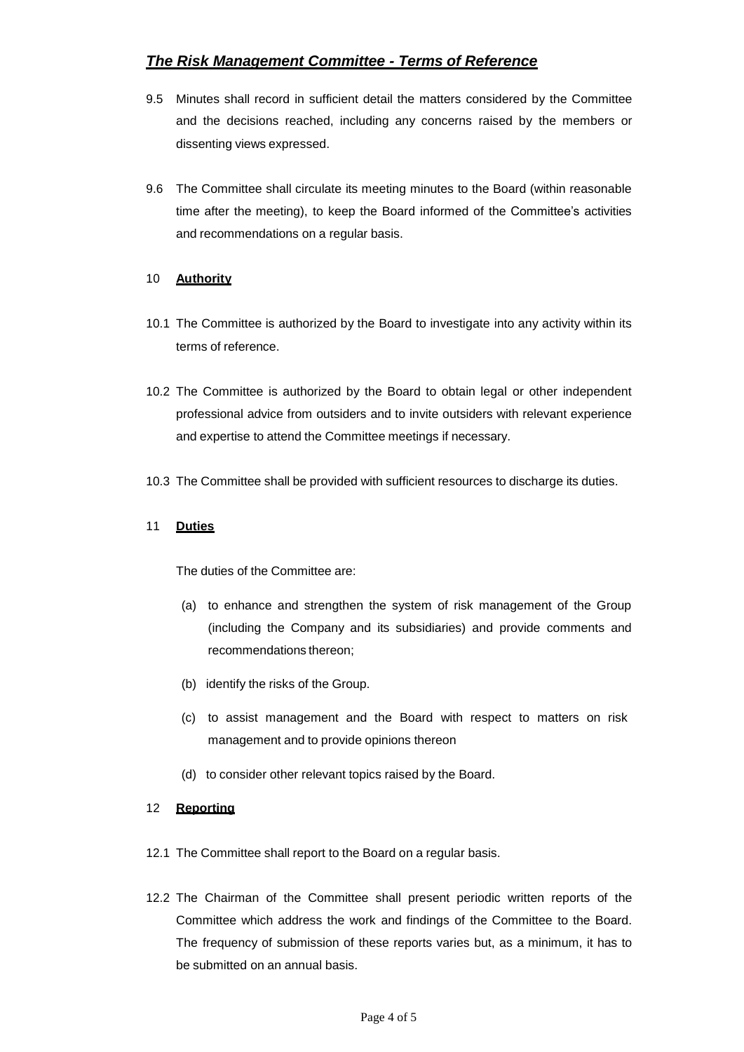# *The Risk Management Committee - Terms of Reference*

9.5 Minutes shall record in sufficient detail the matters considered by the Committee and the decisions reached, including any concerns raised by the members or dissenting views expressed.

9.6 The Committee shall circulate its meeting minutes to the Board (within reasonable time after the meeting), to keep the Board informed of the Committee's activities and recommendations on a regular basis.

## 10 **Authority**

10.1 The Committee is authorized by the Board to investigate into any activity within its terms of reference.

10.2 The Committee is authorized by the Board to obtain legal or other independent professional advice from outsiders and to invite outsiders with relevant experience and expertise to attend the Committee meetings if necessary.

10.3 The Committee shall be provided with sufficient resources to discharge its duties.

## 11 **Duties**

The duties of the Committee are:

(a) to enhance and strengthen the system of risk management of the Group (including the Company and its subsidiaries) and provide comments and recommendations thereon;

(b) identify the risks of the Group.

(c) to assist management and the Board with respect to matters on risk management and to provide opinions thereon

(d) to consider other relevant topics raised by the Board.

## 12 **Reporting**

12.1 The Committee shall report to the Board on a regular basis.

12.2 The Chairman of the Committee shall present periodic written reports of the Committee which address the work and findings of the Committee to the Board. The frequency of submission of these reports varies but, as a minimum, it has to be submitted on an annual basis.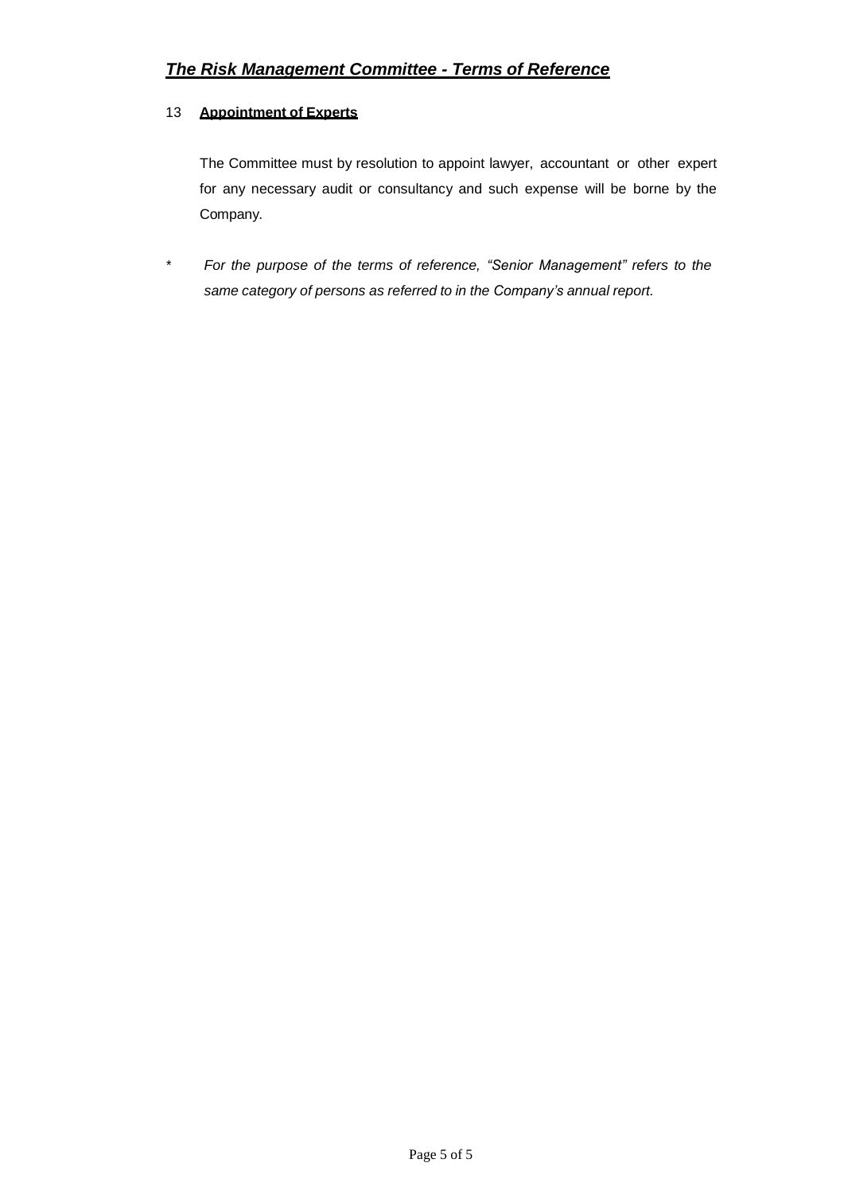## 13 Appointment of Experts

The Committee must by resolution to appoint lawyer, accountant or other expert for any necessary audit or consultancy and such expense will be borne by the Company.

\* *For the purpose of the terms of reference, "Senior Management" refers to the same category of persons as referred to in the Company's annual report.*